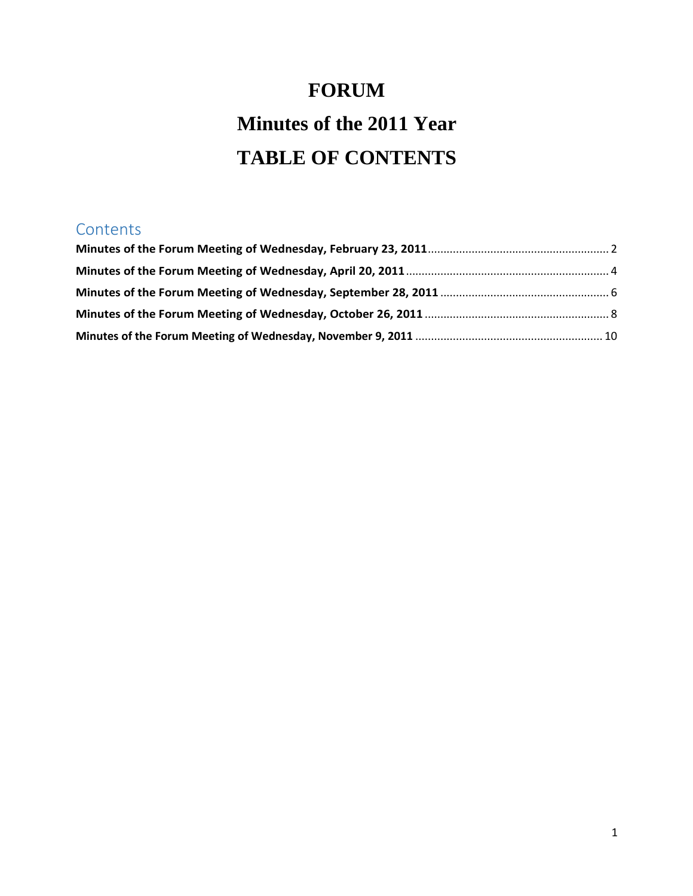# FORUM

# Minutes of the 2011 Year

# TABLE OF CONTENTS

## Contents

**Minutes of the Forum Meeting of Wednesday, February 23, 2011** ........................................................ 2

**Minutes of the Forum Meeting of Wednesday, April 20, 2011** ................................................................ 4

**Minutes of the Forum Meeting of Wednesday, September 28, 2011** ..................................................... 6

**Minutes of the Forum Meeting of Wednesday, October 26, 2011** .......................................................... 8

**Minutes of the Forum Meeting of Wednesday, November 9, 2011** ........................................................... 10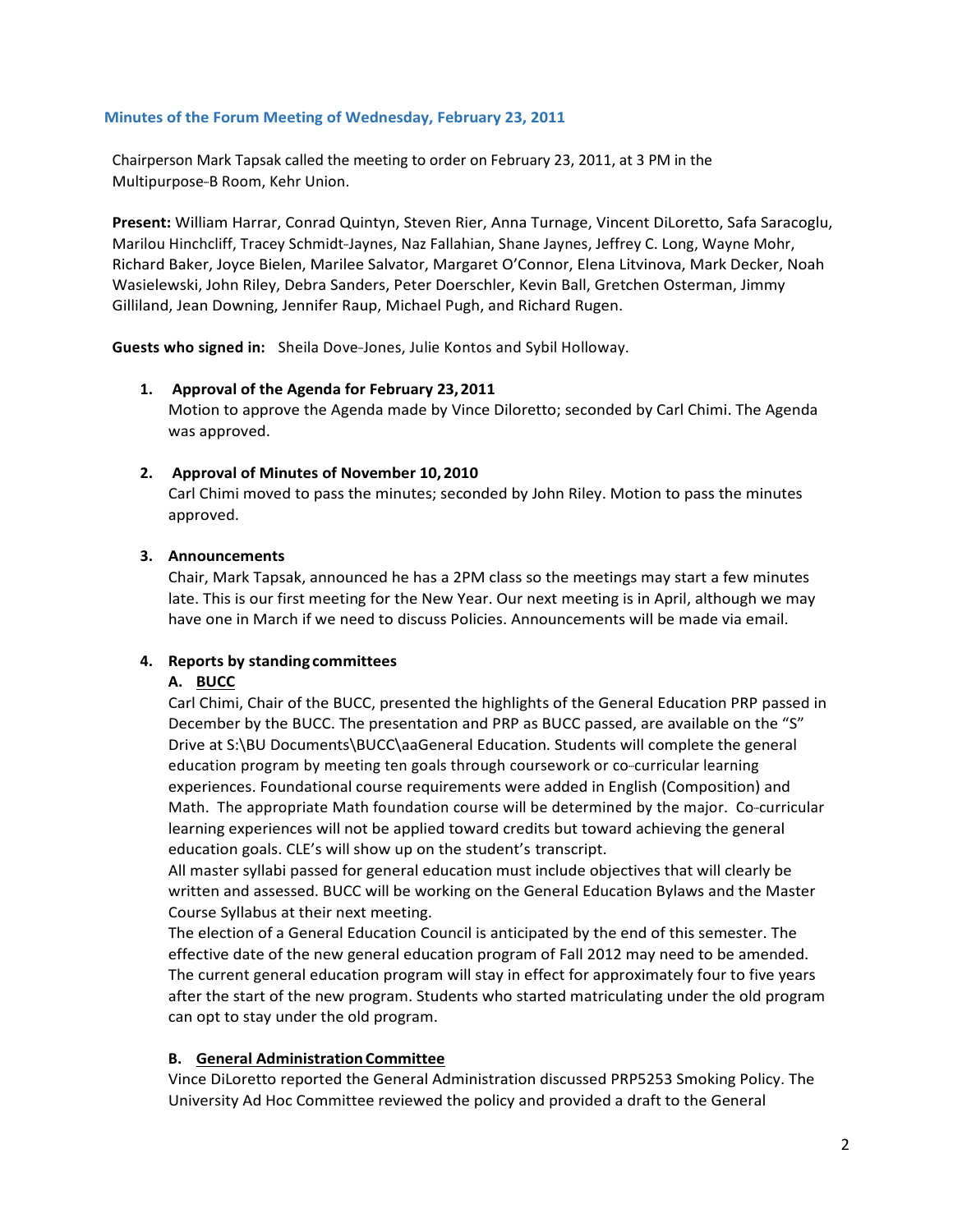## Minutes of the Forum Meeting of Wednesday, February 23, 2011

Chairperson Mark Tapsak called the meeting to order on February 23, 2011, at 3 PM in the Multipurpose-B Room, Kehr Union.

**Present:** William Harrar, Conrad Quintyn, Steven Rier, Anna Turnage, Vincent DiLoretto, Safa Saracoglu, Marilou Hinchcliff, Tracey Schmidt-Jaynes, Naz Fallahian, Shane Jaynes, Jeffrey C. Long, Wayne Mohr, Richard Baker, Joyce Bielen, Marilee Salvator, Margaret O'Connor, Elena Litvinova, Mark Decker, Noah Wasielewski, John Riley, Debra Sanders, Peter Doerschler, Kevin Ball, Gretchen Osterman, Jimmy Gilliland, Jean Downing, Jennifer Raup, Michael Pugh, and Richard Rugen.

**Guests who signed in:** Sheila Dove-Jones, Julie Kontos and Sybil Holloway.

1. **Approval of the Agenda for February 23, 2011**
   Motion to approve the Agenda made by Vince Diloretto; seconded by Carl Chimi. The Agenda was approved.

2. **Approval of Minutes of November 10, 2010**
   Carl Chimi moved to pass the minutes; seconded by John Riley. Motion to pass the minutes approved.

3. **Announcements**
   Chair, Mark Tapsak, announced he has a 2PM class so the meetings may start a few minutes late. This is our first meeting for the New Year. Our next meeting is in April, although we may have one in March if we need to discuss Policies. Announcements will be made via email.

4. **Reports by standing committees**

   **A. <u>BUCC</u>**
   Carl Chimi, Chair of the BUCC, presented the highlights of the General Education PRP passed in December by the BUCC. The presentation and PRP as BUCC passed, are available on the "S" Drive at S:\BU Documents\BUCC\aaGeneral Education. Students will complete the general education program by meeting ten goals through coursework or co-curricular learning experiences. Foundational course requirements were added in English (Composition) and Math. The appropriate Math foundation course will be determined by the major. Co-curricular learning experiences will not be applied toward credits but toward achieving the general education goals. CLE's will show up on the student's transcript.
   All master syllabi passed for general education must include objectives that will clearly be written and assessed. BUCC will be working on the General Education Bylaws and the Master Course Syllabus at their next meeting.
   The election of a General Education Council is anticipated by the end of this semester. The effective date of the new general education program of Fall 2012 may need to be amended. The current general education program will stay in effect for approximately four to five years after the start of the new program. Students who started matriculating under the old program can opt to stay under the old program.

   **B. <u>General Administration Committee</u>**
   Vince DiLoretto reported the General Administration discussed PRP5253 Smoking Policy. The University Ad Hoc Committee reviewed the policy and provided a draft to the General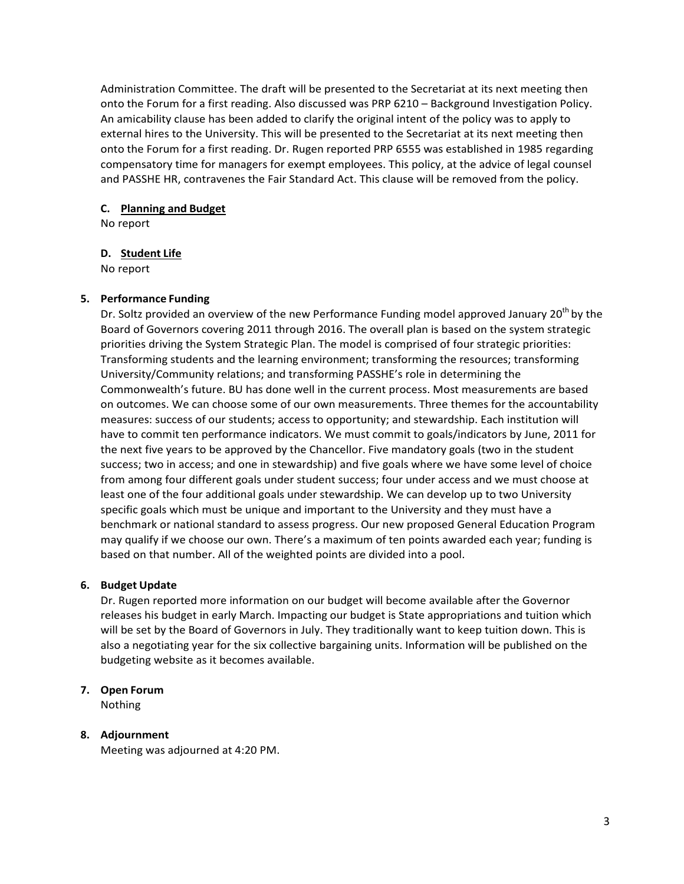Administration Committee. The draft will be presented to the Secretariat at its next meeting then onto the Forum for a first reading. Also discussed was PRP 6210 – Background Investigation Policy. An amicability clause has been added to clarify the original intent of the policy was to apply to external hires to the University. This will be presented to the Secretariat at its next meeting then onto the Forum for a first reading. Dr. Rugen reported PRP 6555 was established in 1985 regarding compensatory time for managers for exempt employees. This policy, at the advice of legal counsel and PASSHE HR, contravenes the Fair Standard Act. This clause will be removed from the policy.

**C. Planning and Budget**

No report

**D. Student Life**

No report

**5. Performance Funding**

Dr. Soltz provided an overview of the new Performance Funding model approved January 20th by the Board of Governors covering 2011 through 2016. The overall plan is based on the system strategic priorities driving the System Strategic Plan. The model is comprised of four strategic priorities: Transforming students and the learning environment; transforming the resources; transforming University/Community relations; and transforming PASSHE's role in determining the Commonwealth's future. BU has done well in the current process. Most measurements are based on outcomes. We can choose some of our own measurements. Three themes for the accountability measures: success of our students; access to opportunity; and stewardship. Each institution will have to commit ten performance indicators. We must commit to goals/indicators by June, 2011 for the next five years to be approved by the Chancellor. Five mandatory goals (two in the student success; two in access; and one in stewardship) and five goals where we have some level of choice from among four different goals under student success; four under access and we must choose at least one of the four additional goals under stewardship. We can develop up to two University specific goals which must be unique and important to the University and they must have a benchmark or national standard to assess progress. Our new proposed General Education Program may qualify if we choose our own. There's a maximum of ten points awarded each year; funding is based on that number. All of the weighted points are divided into a pool.

**6. Budget Update**

Dr. Rugen reported more information on our budget will become available after the Governor releases his budget in early March. Impacting our budget is State appropriations and tuition which will be set by the Board of Governors in July. They traditionally want to keep tuition down. This is also a negotiating year for the six collective bargaining units. Information will be published on the budgeting website as it becomes available.

**7. Open Forum**

Nothing

**8. Adjournment**

Meeting was adjourned at 4:20 PM.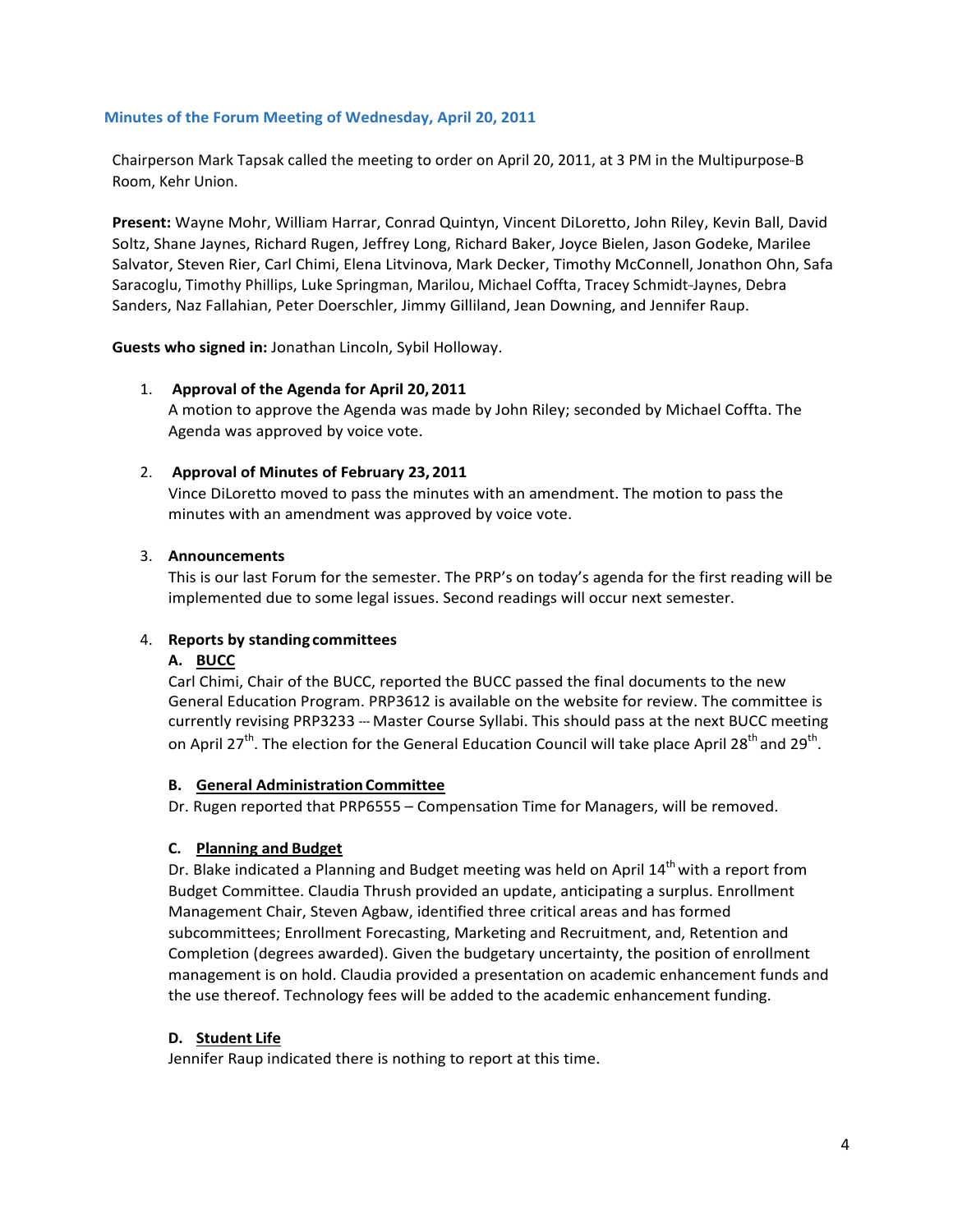## Minutes of the Forum Meeting of Wednesday, April 20, 2011

Chairperson Mark Tapsak called the meeting to order on April 20, 2011, at 3 PM in the Multipurpose-B Room, Kehr Union.

**Present:** Wayne Mohr, William Harrar, Conrad Quintyn, Vincent DiLoretto, John Riley, Kevin Ball, David Soltz, Shane Jaynes, Richard Rugen, Jeffrey Long, Richard Baker, Joyce Bielen, Jason Godeke, Marilee Salvator, Steven Rier, Carl Chimi, Elena Litvinova, Mark Decker, Timothy McConnell, Jonathon Ohn, Safa Saracoglu, Timothy Phillips, Luke Springman, Marilou, Michael Coffta, Tracey Schmidt-Jaynes, Debra Sanders, Naz Fallahian, Peter Doerschler, Jimmy Gilliland, Jean Downing, and Jennifer Raup.

**Guests who signed in:** Jonathan Lincoln, Sybil Holloway.

1. **Approval of the Agenda for April 20, 2011**
   A motion to approve the Agenda was made by John Riley; seconded by Michael Coffta. The Agenda was approved by voice vote.

2. **Approval of Minutes of February 23, 2011**
   Vince DiLoretto moved to pass the minutes with an amendment. The motion to pass the minutes with an amendment was approved by voice vote.

3. **Announcements**
   This is our last Forum for the semester. The PRP's on today's agenda for the first reading will be implemented due to some legal issues. Second readings will occur next semester.

4. **Reports by standing committees**

   **A. <u>BUCC</u>**
   Carl Chimi, Chair of the BUCC, reported the BUCC passed the final documents to the new General Education Program. PRP3612 is available on the website for review. The committee is currently revising PRP3233 -- Master Course Syllabi. This should pass at the next BUCC meeting on April 27th. The election for the General Education Council will take place April 28th and 29th.

   **B. <u>General Administration Committee</u>**
   Dr. Rugen reported that PRP6555 – Compensation Time for Managers, will be removed.

   **C. <u>Planning and Budget</u>**
   Dr. Blake indicated a Planning and Budget meeting was held on April 14th with a report from Budget Committee. Claudia Thrush provided an update, anticipating a surplus. Enrollment Management Chair, Steven Agbaw, identified three critical areas and has formed subcommittees; Enrollment Forecasting, Marketing and Recruitment, and, Retention and Completion (degrees awarded). Given the budgetary uncertainty, the position of enrollment management is on hold. Claudia provided a presentation on academic enhancement funds and the use thereof. Technology fees will be added to the academic enhancement funding.

   **D. <u>Student Life</u>**
   Jennifer Raup indicated there is nothing to report at this time.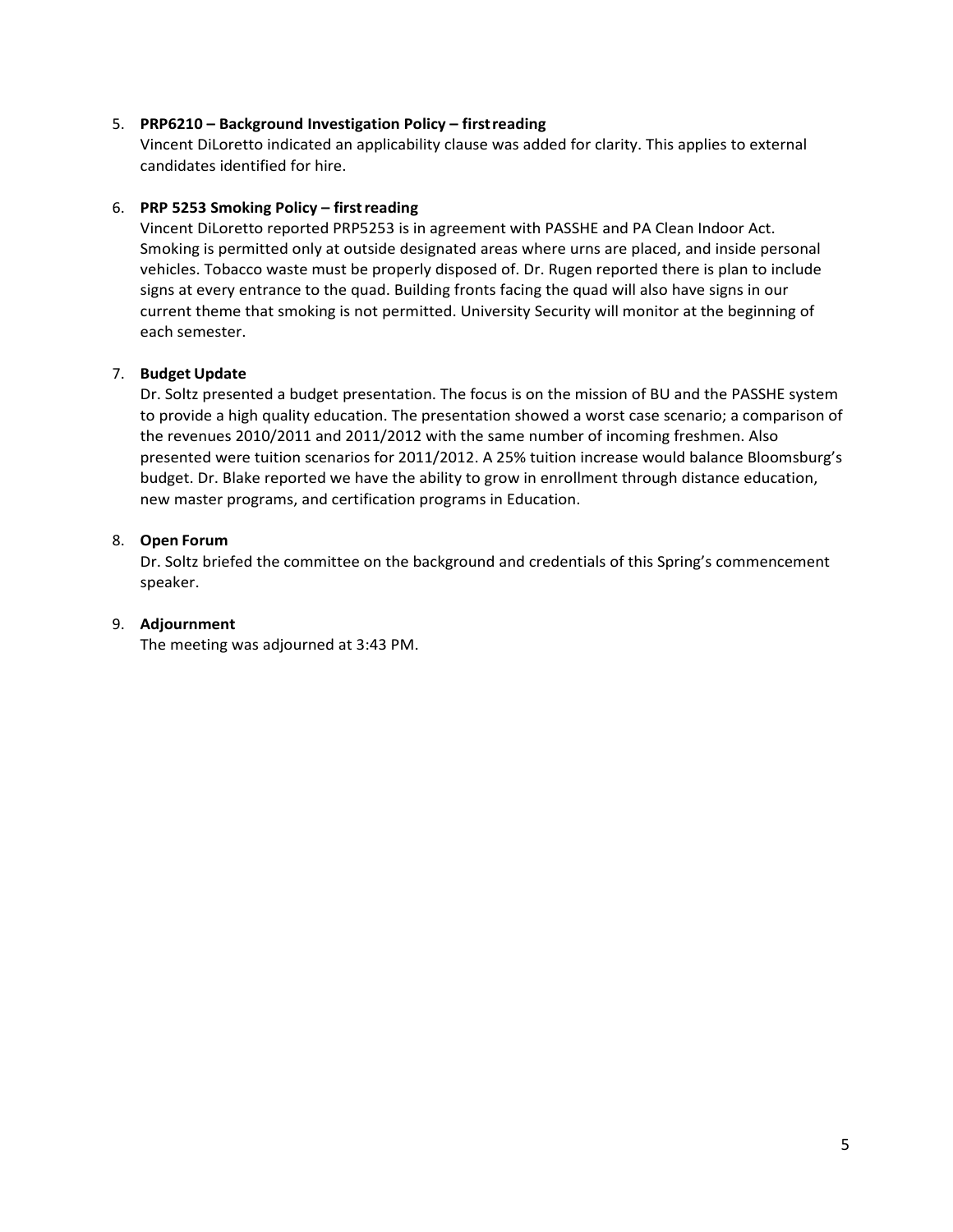5. **PRP6210 – Background Investigation Policy – first reading**
   Vincent DiLoretto indicated an applicability clause was added for clarity. This applies to external candidates identified for hire.

6. **PRP 5253 Smoking Policy – first reading**
   Vincent DiLoretto reported PRP5253 is in agreement with PASSHE and PA Clean Indoor Act. Smoking is permitted only at outside designated areas where urns are placed, and inside personal vehicles. Tobacco waste must be properly disposed of. Dr. Rugen reported there is plan to include signs at every entrance to the quad. Building fronts facing the quad will also have signs in our current theme that smoking is not permitted. University Security will monitor at the beginning of each semester.

7. **Budget Update**
   Dr. Soltz presented a budget presentation. The focus is on the mission of BU and the PASSHE system to provide a high quality education. The presentation showed a worst case scenario; a comparison of the revenues 2010/2011 and 2011/2012 with the same number of incoming freshmen. Also presented were tuition scenarios for 2011/2012. A 25% tuition increase would balance Bloomsburg's budget. Dr. Blake reported we have the ability to grow in enrollment through distance education, new master programs, and certification programs in Education.

8. **Open Forum**
   Dr. Soltz briefed the committee on the background and credentials of this Spring's commencement speaker.

9. **Adjournment**
   The meeting was adjourned at 3:43 PM.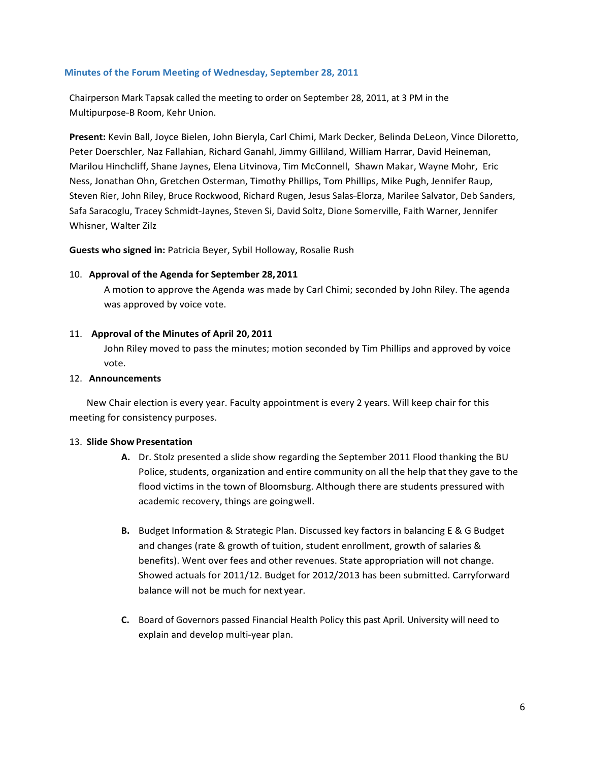### Minutes of the Forum Meeting of Wednesday, September 28, 2011

Chairperson Mark Tapsak called the meeting to order on September 28, 2011, at 3 PM in the Multipurpose-B Room, Kehr Union.

**Present:** Kevin Ball, Joyce Bielen, John Bieryla, Carl Chimi, Mark Decker, Belinda DeLeon, Vince Diloretto, Peter Doerschler, Naz Fallahian, Richard Ganahl, Jimmy Gilliland, William Harrar, David Heineman, Marilou Hinchcliff, Shane Jaynes, Elena Litvinova, Tim McConnell, Shawn Makar, Wayne Mohr, Eric Ness, Jonathan Ohn, Gretchen Osterman, Timothy Phillips, Tom Phillips, Mike Pugh, Jennifer Raup, Steven Rier, John Riley, Bruce Rockwood, Richard Rugen, Jesus Salas-Elorza, Marilee Salvator, Deb Sanders, Safa Saracoglu, Tracey Schmidt-Jaynes, Steven Si, David Soltz, Dione Somerville, Faith Warner, Jennifer Whisner, Walter Zilz

**Guests who signed in:** Patricia Beyer, Sybil Holloway, Rosalie Rush

10. **Approval of the Agenda for September 28, 2011**

    A motion to approve the Agenda was made by Carl Chimi; seconded by John Riley. The agenda was approved by voice vote.

11. **Approval of the Minutes of April 20, 2011**

    John Riley moved to pass the minutes; motion seconded by Tim Phillips and approved by voice vote.

12. **Announcements**

    New Chair election is every year. Faculty appointment is every 2 years. Will keep chair for this meeting for consistency purposes.

13. **Slide Show Presentation**

    **A.** Dr. Stolz presented a slide show regarding the September 2011 Flood thanking the BU Police, students, organization and entire community on all the help that they gave to the flood victims in the town of Bloomsburg. Although there are students pressured with academic recovery, things are going well.

    **B.** Budget Information & Strategic Plan. Discussed key factors in balancing E & G Budget and changes (rate & growth of tuition, student enrollment, growth of salaries & benefits). Went over fees and other revenues. State appropriation will not change. Showed actuals for 2011/12. Budget for 2012/2013 has been submitted. Carryforward balance will not be much for next year.

    **C.** Board of Governors passed Financial Health Policy this past April. University will need to explain and develop multi-year plan.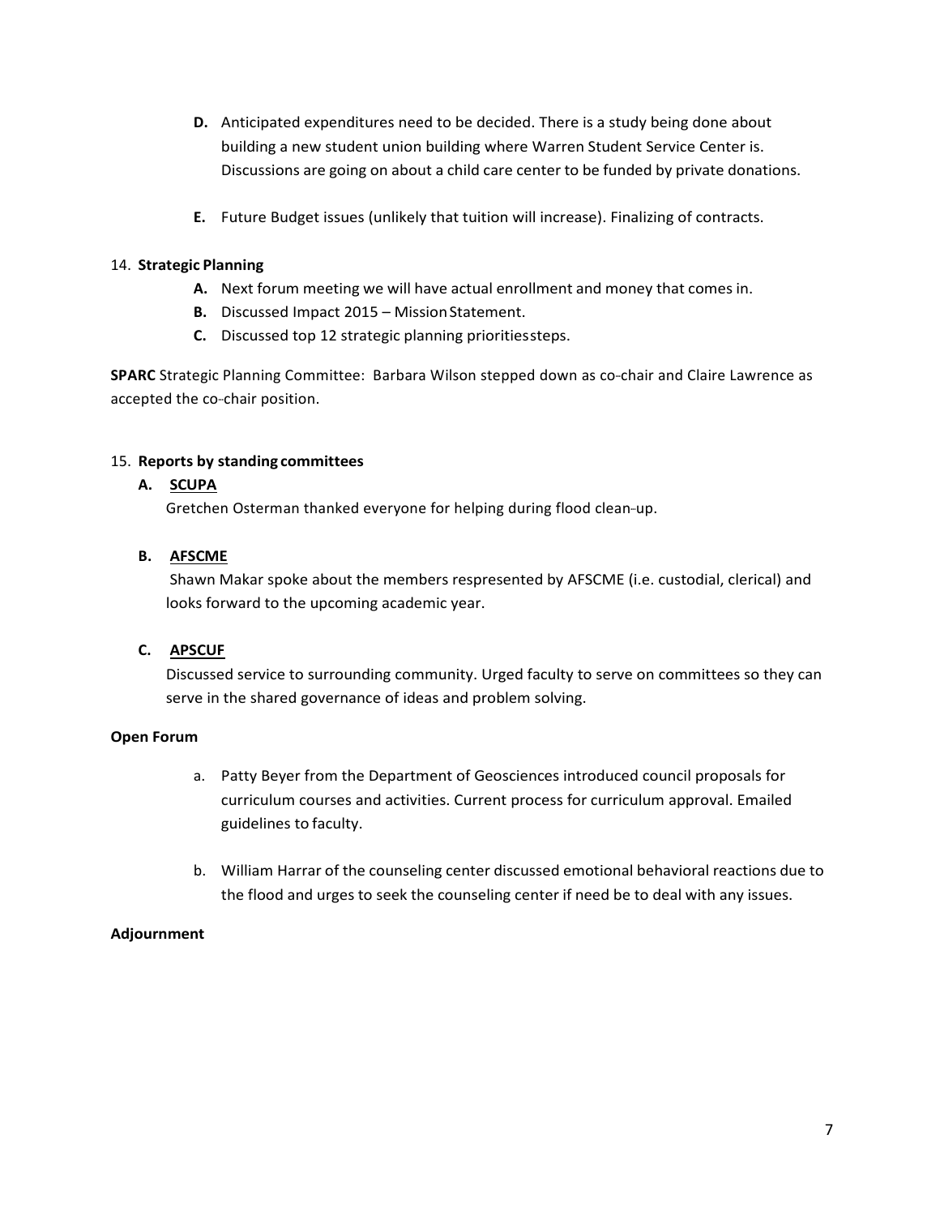D. Anticipated expenditures need to be decided. There is a study being done about building a new student union building where Warren Student Service Center is. Discussions are going on about a child care center to be funded by private donations.

E. Future Budget issues (unlikely that tuition will increase). Finalizing of contracts.

14. **Strategic Planning**
    - **A.** Next forum meeting we will have actual enrollment and money that comes in.
    - **B.** Discussed Impact 2015 – Mission Statement.
    - **C.** Discussed top 12 strategic planning prioritiessteps.

**SPARC** Strategic Planning Committee: Barbara Wilson stepped down as co-chair and Claire Lawrence as accepted the co-chair position.

15. **Reports by standing committees**

**A. SCUPA**

Gretchen Osterman thanked everyone for helping during flood clean-up.

**B. AFSCME**

Shawn Makar spoke about the members respresented by AFSCME (i.e. custodial, clerical) and looks forward to the upcoming academic year.

**C. APSCUF**

Discussed service to surrounding community. Urged faculty to serve on committees so they can serve in the shared governance of ideas and problem solving.

**Open Forum**

a. Patty Beyer from the Department of Geosciences introduced council proposals for curriculum courses and activities. Current process for curriculum approval. Emailed guidelines to faculty.

b. William Harrar of the counseling center discussed emotional behavioral reactions due to the flood and urges to seek the counseling center if need be to deal with any issues.

**Adjournment**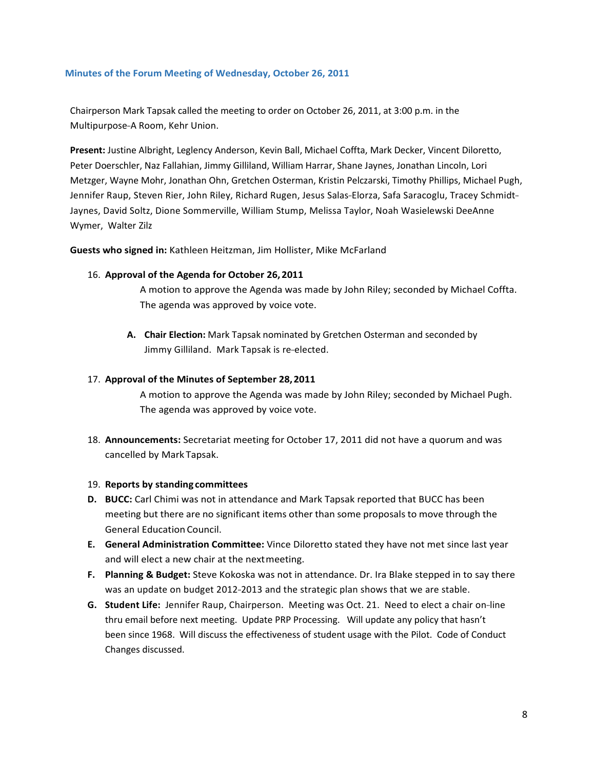## Minutes of the Forum Meeting of Wednesday, October 26, 2011

Chairperson Mark Tapsak called the meeting to order on October 26, 2011, at 3:00 p.m. in the Multipurpose-A Room, Kehr Union.

**Present:** Justine Albright, Leglency Anderson, Kevin Ball, Michael Coffta, Mark Decker, Vincent Diloretto, Peter Doerschler, Naz Fallahian, Jimmy Gilliland, William Harrar, Shane Jaynes, Jonathan Lincoln, Lori Metzger, Wayne Mohr, Jonathan Ohn, Gretchen Osterman, Kristin Pelczarski, Timothy Phillips, Michael Pugh, Jennifer Raup, Steven Rier, John Riley, Richard Rugen, Jesus Salas-Elorza, Safa Saracoglu, Tracey Schmidt-Jaynes, David Soltz, Dione Sommerville, William Stump, Melissa Taylor, Noah Wasielewski DeeAnne Wymer, Walter Zilz

**Guests who signed in:** Kathleen Heitzman, Jim Hollister, Mike McFarland

16. **Approval of the Agenda for October 26, 2011**

    A motion to approve the Agenda was made by John Riley; seconded by Michael Coffta. The agenda was approved by voice vote.

    **A. Chair Election:** Mark Tapsak nominated by Gretchen Osterman and seconded by Jimmy Gilliland. Mark Tapsak is re-elected.

17. **Approval of the Minutes of September 28, 2011**

    A motion to approve the Agenda was made by John Riley; seconded by Michael Pugh. The agenda was approved by voice vote.

18. **Announcements:** Secretariat meeting for October 17, 2011 did not have a quorum and was cancelled by Mark Tapsak.

19. **Reports by standing committees**

**D. BUCC:** Carl Chimi was not in attendance and Mark Tapsak reported that BUCC has been meeting but there are no significant items other than some proposals to move through the General Education Council.

**E. General Administration Committee:** Vince Diloretto stated they have not met since last year and will elect a new chair at the next meeting.

**F. Planning & Budget:** Steve Kokoska was not in attendance. Dr. Ira Blake stepped in to say there was an update on budget 2012-2013 and the strategic plan shows that we are stable.

**G. Student Life:** Jennifer Raup, Chairperson. Meeting was Oct. 21. Need to elect a chair on-line thru email before next meeting. Update PRP Processing. Will update any policy that hasn't been since 1968. Will discuss the effectiveness of student usage with the Pilot. Code of Conduct Changes discussed.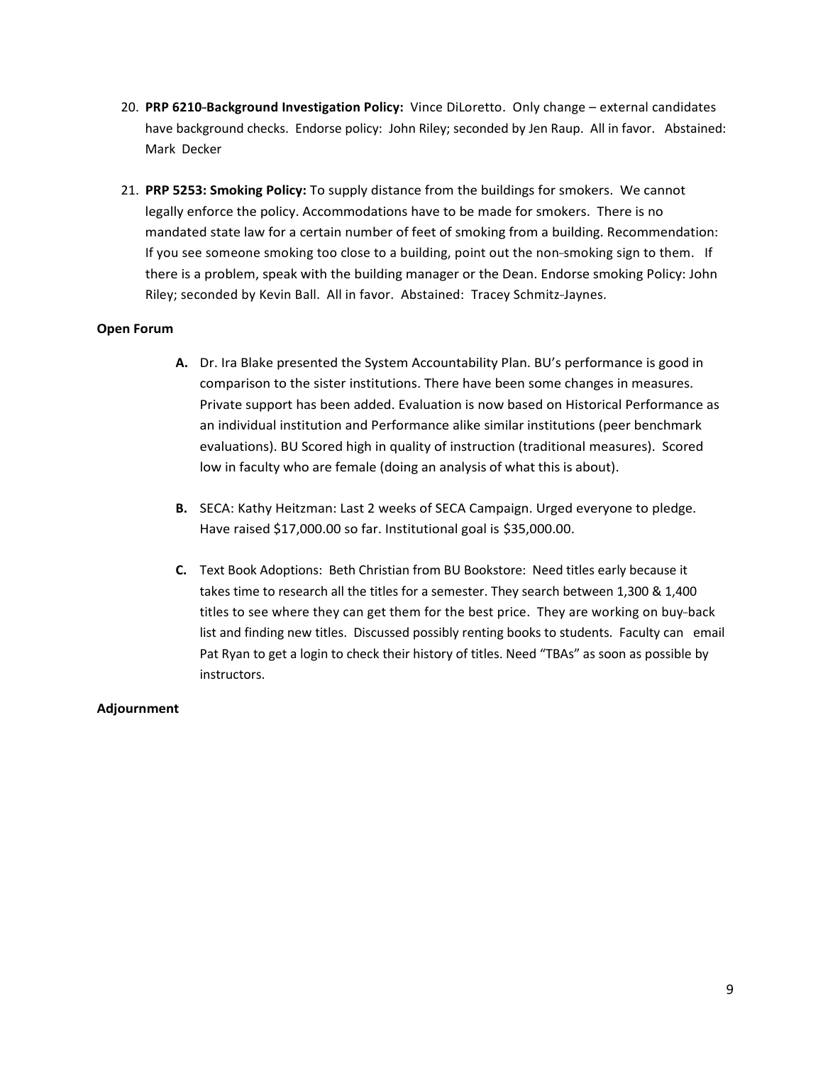20. **PRP 6210-Background Investigation Policy:** Vince DiLoretto. Only change – external candidates have background checks. Endorse policy: John Riley; seconded by Jen Raup. All in favor. Abstained: Mark Decker

21. **PRP 5253: Smoking Policy:** To supply distance from the buildings for smokers. We cannot legally enforce the policy. Accommodations have to be made for smokers. There is no mandated state law for a certain number of feet of smoking from a building. Recommendation: If you see someone smoking too close to a building, point out the non-smoking sign to them. If there is a problem, speak with the building manager or the Dean. Endorse smoking Policy: John Riley; seconded by Kevin Ball. All in favor. Abstained: Tracey Schmitz-Jaynes.

**Open Forum**

**A.** Dr. Ira Blake presented the System Accountability Plan. BU's performance is good in comparison to the sister institutions. There have been some changes in measures. Private support has been added. Evaluation is now based on Historical Performance as an individual institution and Performance alike similar institutions (peer benchmark evaluations). BU Scored high in quality of instruction (traditional measures). Scored low in faculty who are female (doing an analysis of what this is about).

**B.** SECA: Kathy Heitzman: Last 2 weeks of SECA Campaign. Urged everyone to pledge. Have raised $17,000.00 so far. Institutional goal is $35,000.00.

**C.** Text Book Adoptions: Beth Christian from BU Bookstore: Need titles early because it takes time to research all the titles for a semester. They search between 1,300 & 1,400 titles to see where they can get them for the best price. They are working on buy-back list and finding new titles. Discussed possibly renting books to students. Faculty can email Pat Ryan to get a login to check their history of titles. Need "TBAs" as soon as possible by instructors.

**Adjournment**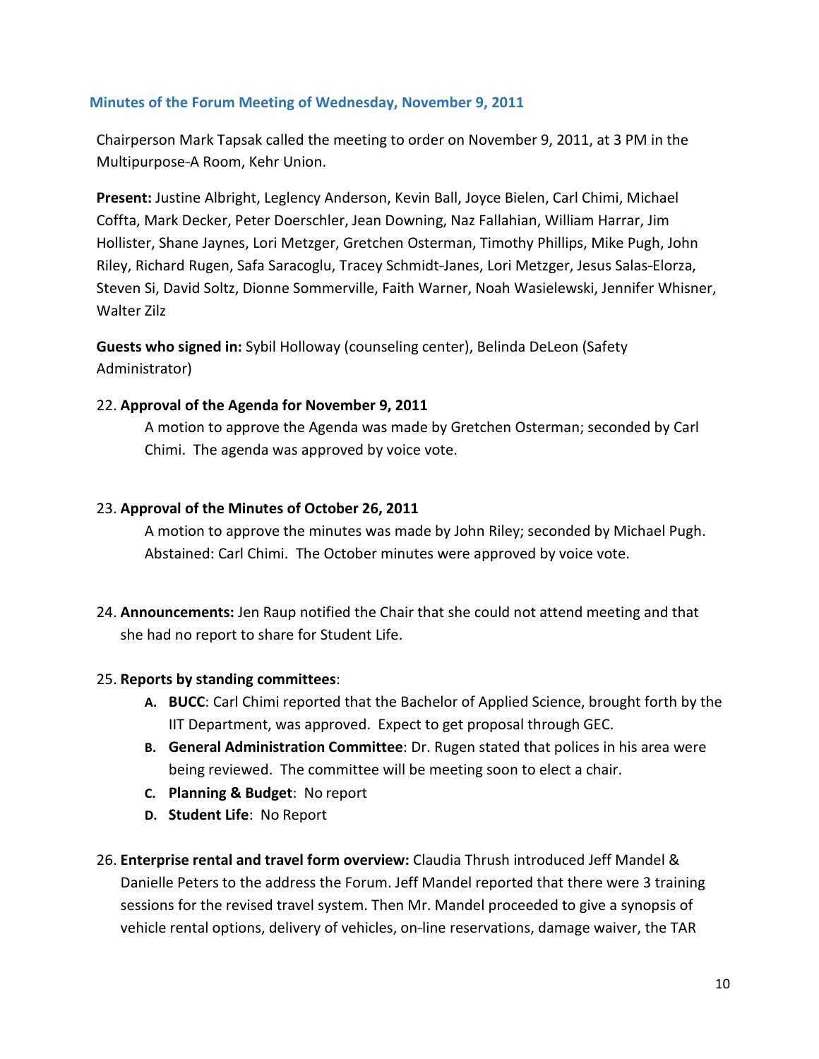## Minutes of the Forum Meeting of Wednesday, November 9, 2011

Chairperson Mark Tapsak called the meeting to order on November 9, 2011, at 3 PM in the Multipurpose-A Room, Kehr Union.

**Present:** Justine Albright, Leglency Anderson, Kevin Ball, Joyce Bielen, Carl Chimi, Michael Coffta, Mark Decker, Peter Doerschler, Jean Downing, Naz Fallahian, William Harrar, Jim Hollister, Shane Jaynes, Lori Metzger, Gretchen Osterman, Timothy Phillips, Mike Pugh, John Riley, Richard Rugen, Safa Saracoglu, Tracey Schmidt-Janes, Lori Metzger, Jesus Salas-Elorza, Steven Si, David Soltz, Dionne Sommerville, Faith Warner, Noah Wasielewski, Jennifer Whisner, Walter Zilz

**Guests who signed in:** Sybil Holloway (counseling center), Belinda DeLeon (Safety Administrator)

22. **Approval of the Agenda for November 9, 2011**

    A motion to approve the Agenda was made by Gretchen Osterman; seconded by Carl Chimi. The agenda was approved by voice vote.

23. **Approval of the Minutes of October 26, 2011**

    A motion to approve the minutes was made by John Riley; seconded by Michael Pugh. Abstained: Carl Chimi. The October minutes were approved by voice vote.

24. **Announcements:** Jen Raup notified the Chair that she could not attend meeting and that she had no report to share for Student Life.

25. **Reports by standing committees**:
    - **A. BUCC**: Carl Chimi reported that the Bachelor of Applied Science, brought forth by the IIT Department, was approved. Expect to get proposal through GEC.
    - **B. General Administration Committee**: Dr. Rugen stated that polices in his area were being reviewed. The committee will be meeting soon to elect a chair.
    - **C. Planning & Budget**: No report
    - **D. Student Life**: No Report

26. **Enterprise rental and travel form overview:** Claudia Thrush introduced Jeff Mandel & Danielle Peters to the address the Forum. Jeff Mandel reported that there were 3 training sessions for the revised travel system. Then Mr. Mandel proceeded to give a synopsis of vehicle rental options, delivery of vehicles, on-line reservations, damage waiver, the TAR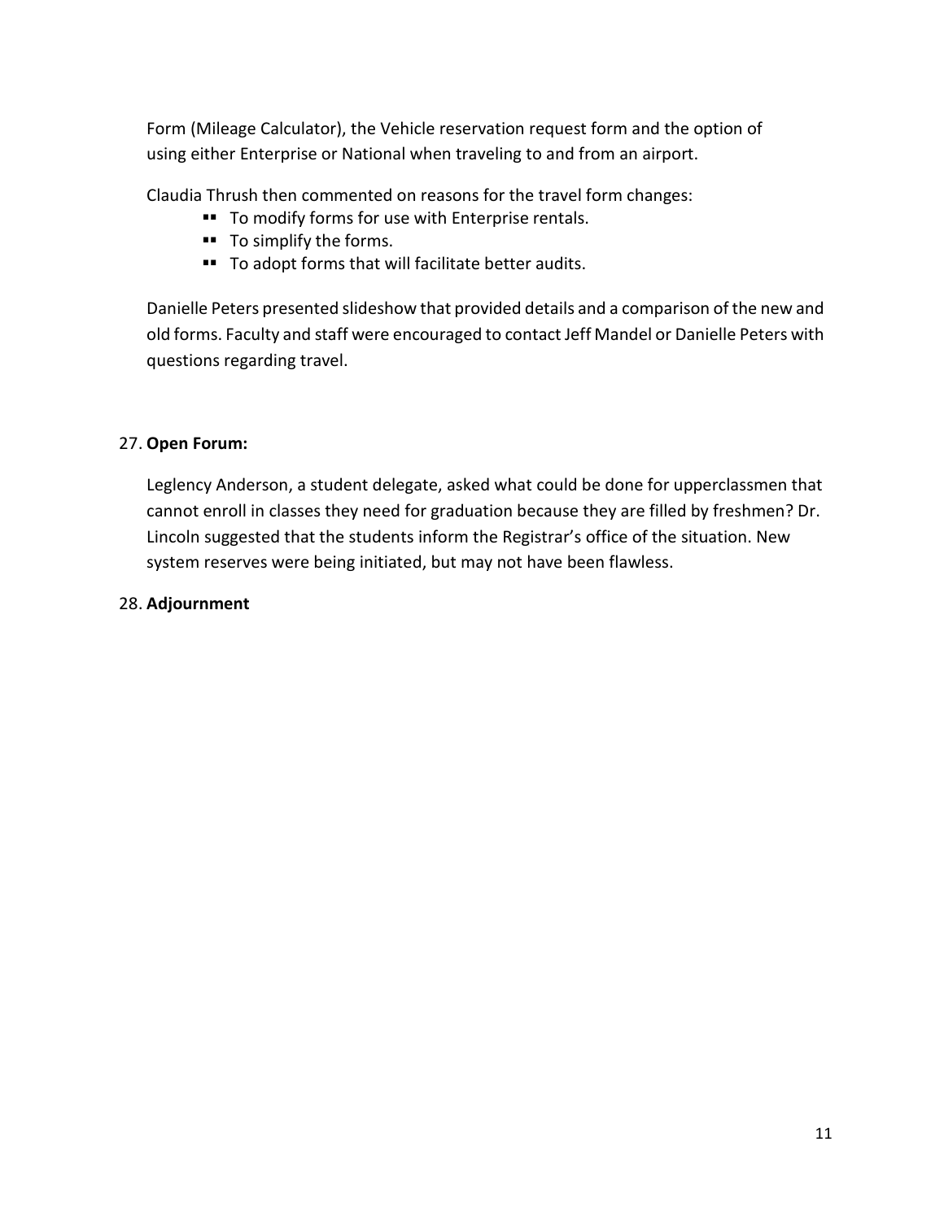Form (Mileage Calculator), the Vehicle reservation request form and the option of using either Enterprise or National when traveling to and from an airport.

Claudia Thrush then commented on reasons for the travel form changes:

- To modify forms for use with Enterprise rentals.
- To simplify the forms.
- To adopt forms that will facilitate better audits.

Danielle Peters presented slideshow that provided details and a comparison of the new and old forms. Faculty and staff were encouraged to contact Jeff Mandel or Danielle Peters with questions regarding travel.

27. **Open Forum:**

Leglency Anderson, a student delegate, asked what could be done for upperclassmen that cannot enroll in classes they need for graduation because they are filled by freshmen? Dr. Lincoln suggested that the students inform the Registrar's office of the situation. New system reserves were being initiated, but may not have been flawless.

28. **Adjournment**